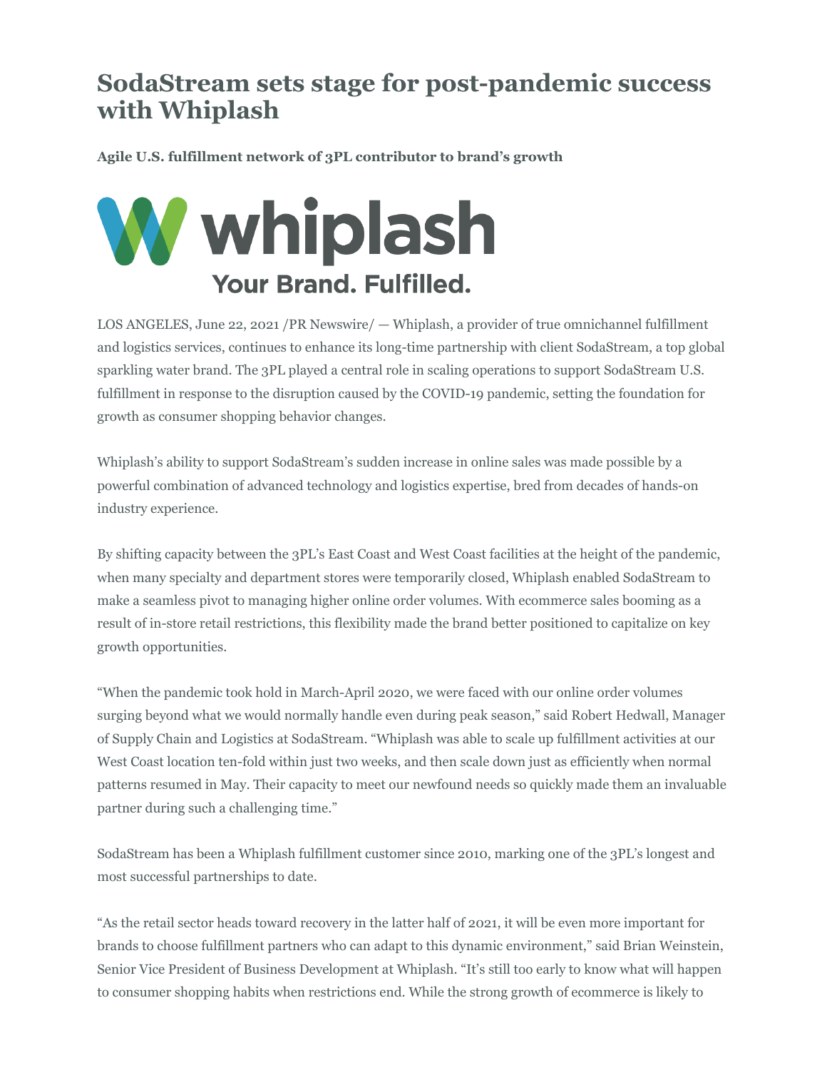# SodaStream sets stage for post-pandemic success with Whiplash

**Agile U.S. fulfillment network of 3PL contributor to brand's growth**

whiplash
Your Brand. Fulfilled.

LOS ANGELES, June 22, 2021 /PR Newswire/ — Whiplash, a provider of true omnichannel fulfillment and logistics services, continues to enhance its long-time partnership with client SodaStream, a top global sparkling water brand. The 3PL played a central role in scaling operations to support SodaStream U.S. fulfillment in response to the disruption caused by the COVID-19 pandemic, setting the foundation for growth as consumer shopping behavior changes.

Whiplash's ability to support SodaStream's sudden increase in online sales was made possible by a powerful combination of advanced technology and logistics expertise, bred from decades of hands-on industry experience.

By shifting capacity between the 3PL's East Coast and West Coast facilities at the height of the pandemic, when many specialty and department stores were temporarily closed, Whiplash enabled SodaStream to make a seamless pivot to managing higher online order volumes. With ecommerce sales booming as a result of in-store retail restrictions, this flexibility made the brand better positioned to capitalize on key growth opportunities.

"When the pandemic took hold in March-April 2020, we were faced with our online order volumes surging beyond what we would normally handle even during peak season," said Robert Hedwall, Manager of Supply Chain and Logistics at SodaStream. "Whiplash was able to scale up fulfillment activities at our West Coast location ten-fold within just two weeks, and then scale down just as efficiently when normal patterns resumed in May. Their capacity to meet our newfound needs so quickly made them an invaluable partner during such a challenging time."

SodaStream has been a Whiplash fulfillment customer since 2010, marking one of the 3PL's longest and most successful partnerships to date.

"As the retail sector heads toward recovery in the latter half of 2021, it will be even more important for brands to choose fulfillment partners who can adapt to this dynamic environment," said Brian Weinstein, Senior Vice President of Business Development at Whiplash. "It's still too early to know what will happen to consumer shopping habits when restrictions end. While the strong growth of ecommerce is likely to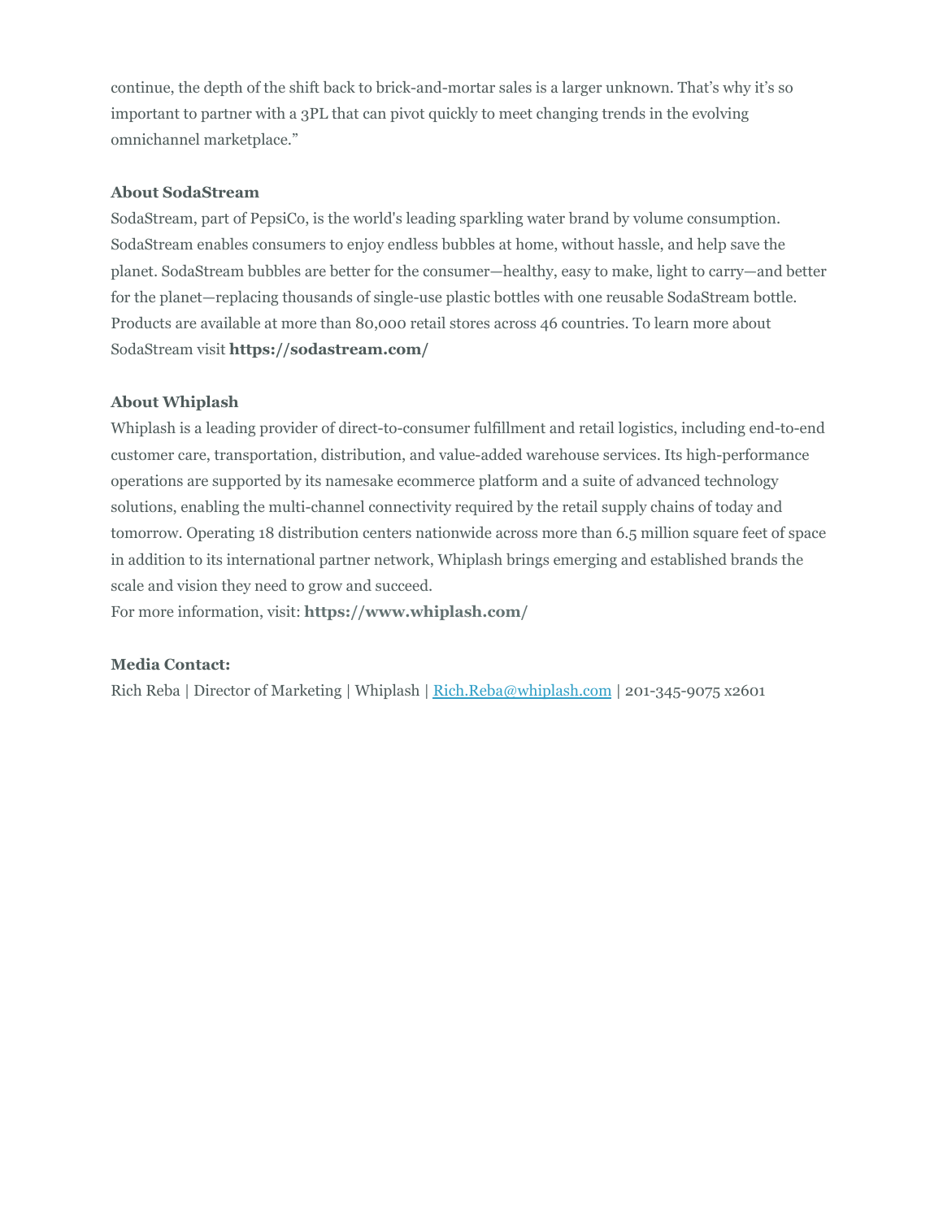continue, the depth of the shift back to brick-and-mortar sales is a larger unknown. That's why it's so important to partner with a 3PL that can pivot quickly to meet changing trends in the evolving omnichannel marketplace."

**About SodaStream**

SodaStream, part of PepsiCo, is the world's leading sparkling water brand by volume consumption. SodaStream enables consumers to enjoy endless bubbles at home, without hassle, and help save the planet. SodaStream bubbles are better for the consumer—healthy, easy to make, light to carry—and better for the planet—replacing thousands of single-use plastic bottles with one reusable SodaStream bottle. Products are available at more than 80,000 retail stores across 46 countries. To learn more about SodaStream visit **https://sodastream.com/**

**About Whiplash**

Whiplash is a leading provider of direct-to-consumer fulfillment and retail logistics, including end-to-end customer care, transportation, distribution, and value-added warehouse services. Its high-performance operations are supported by its namesake ecommerce platform and a suite of advanced technology solutions, enabling the multi-channel connectivity required by the retail supply chains of today and tomorrow. Operating 18 distribution centers nationwide across more than 6.5 million square feet of space in addition to its international partner network, Whiplash brings emerging and established brands the scale and vision they need to grow and succeed.
For more information, visit: **https://www.whiplash.com/**

**Media Contact:**

Rich Reba | Director of Marketing | Whiplash | Rich.Reba@whiplash.com | 201-345-9075 x2601